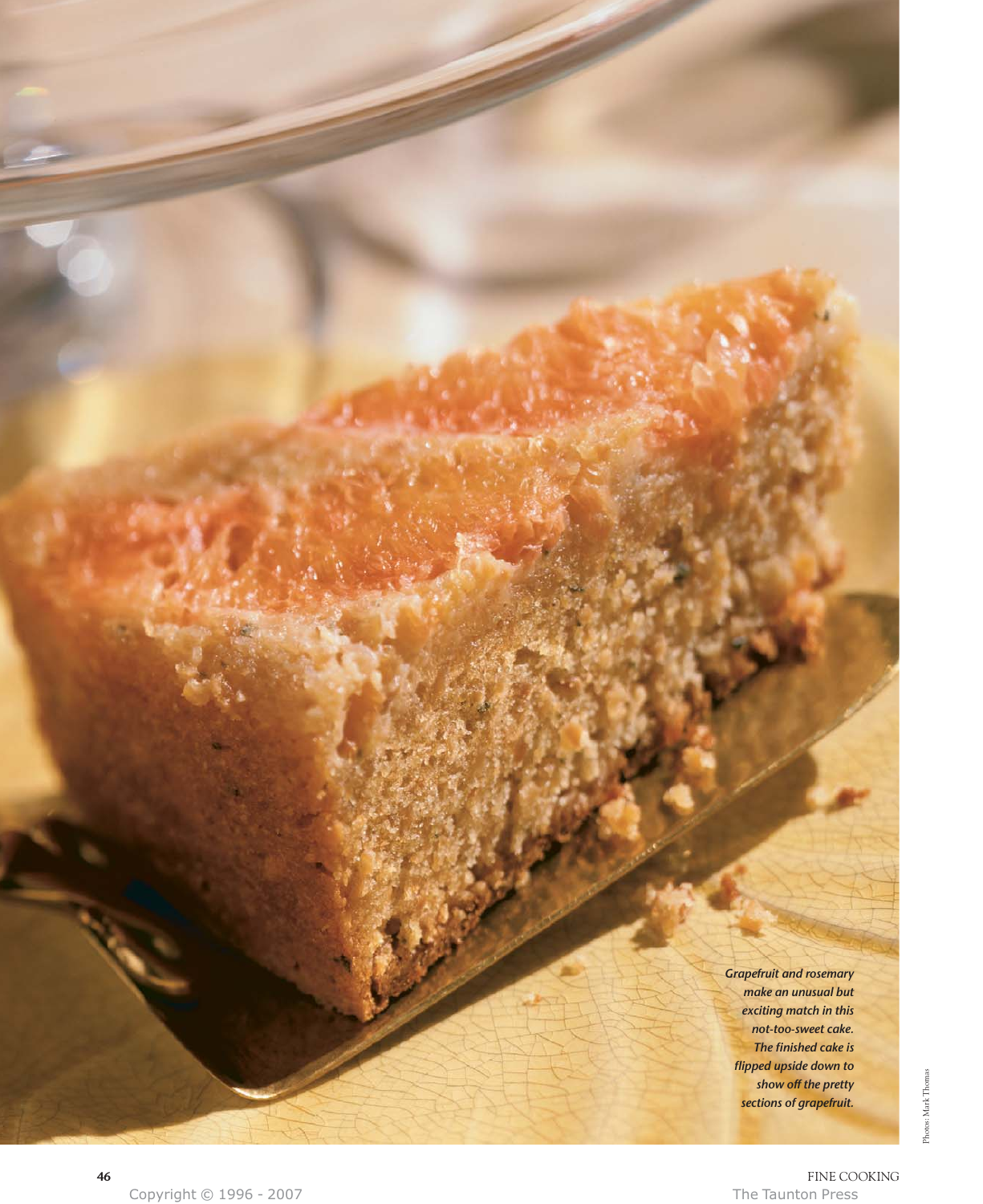*Grapefruit and rosemary make an unusual but exciting match in this not-too-sweet cake. The finished cake is flipped upside down to show off the pretty sections of grapefruit.*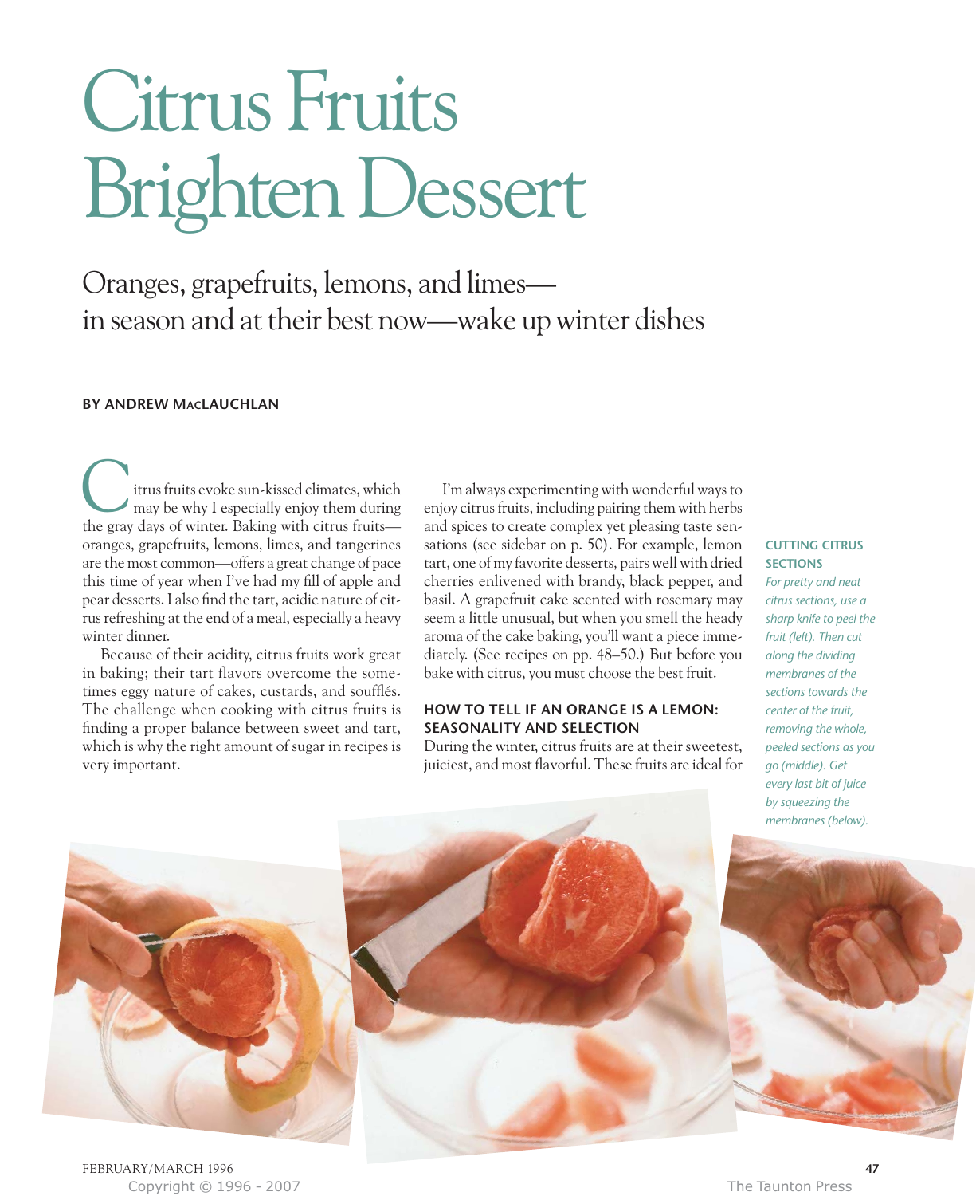# Citrus Fruits Brighten Dessert

## Oranges, grapefruits, lemons, and limes—in season and at their best now—wake up winter dishes

**BY ANDREW MacLAUCHLAN**

Citrus fruits evoke sun-kissed climates, which may be why I especially enjoy them during the gray days of winter. Baking with citrus fruits—oranges, grapefruits, lemons, limes, and tangerines are the most common—offers a great change of pace this time of year when I've had my fill of apple and pear desserts. I also find the tart, acidic nature of citrus refreshing at the end of a meal, especially a heavy winter dinner.

Because of their acidity, citrus fruits work great in baking; their tart flavors overcome the sometimes eggy nature of cakes, custards, and soufflés. The challenge when cooking with citrus fruits is finding a proper balance between sweet and tart, which is why the right amount of sugar in recipes is very important.

I'm always experimenting with wonderful ways to enjoy citrus fruits, including pairing them with herbs and spices to create complex yet pleasing taste sensations (see sidebar on p. 50). For example, lemon tart, one of my favorite desserts, pairs well with dried cherries enlivened with brandy, black pepper, and basil. A grapefruit cake scented with rosemary may seem a little unusual, but when you smell the heady aroma of the cake baking, you'll want a piece immediately. (See recipes on pp. 48–50.) But before you bake with citrus, you must choose the best fruit.

### HOW TO TELL IF AN ORANGE IS A LEMON: SEASONALITY AND SELECTION

During the winter, citrus fruits are at their sweetest, juiciest, and most flavorful. These fruits are ideal for

**CUTTING CITRUS SECTIONS**

*For pretty and neat citrus sections, use a sharp knife to peel the fruit (left). Then cut along the dividing membranes of the sections towards the center of the fruit, removing the whole, peeled sections as you go (middle). Get every last bit of juice by squeezing the membranes (below).*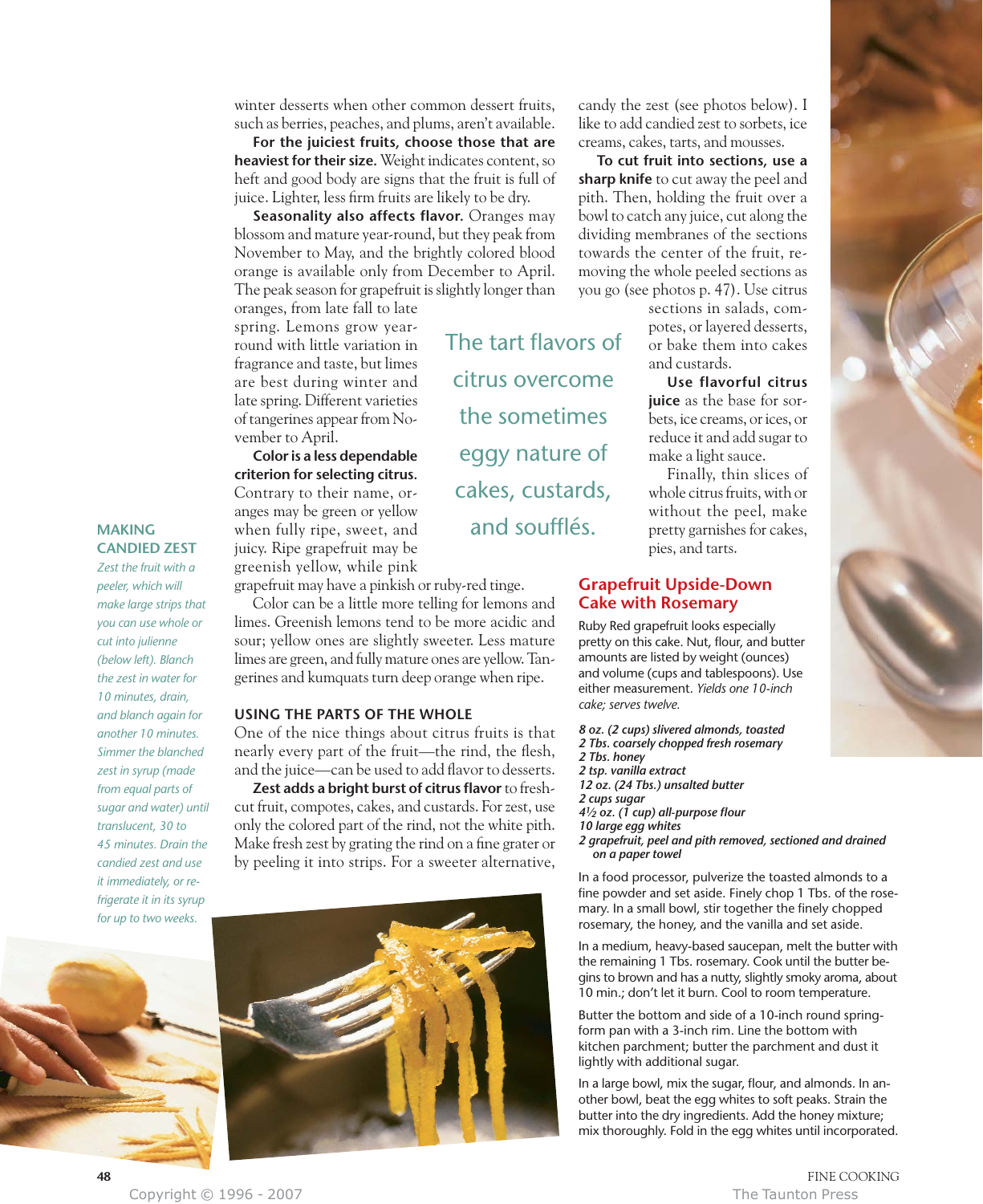winter desserts when other common dessert fruits, such as berries, peaches, and plums, aren't available.

**For the juiciest fruits, choose those that are heaviest for their size.** Weight indicates content, so heft and good body are signs that the fruit is full of juice. Lighter, less firm fruits are likely to be dry.

**Seasonality also affects flavor.** Oranges may blossom and mature year-round, but they peak from November to May, and the brightly colored blood orange is available only from December to April. The peak season for grapefruit is slightly longer than oranges, from late fall to late spring. Lemons grow year-round with little variation in fragrance and taste, but limes are best during winter and late spring. Different varieties of tangerines appear from November to April.

**Color is a less dependable criterion for selecting citrus.** Contrary to their name, oranges may be green or yellow when fully ripe, sweet, and juicy. Ripe grapefruit may be greenish yellow, while pink grapefruit may have a pinkish or ruby-red tinge.

Color can be a little more telling for lemons and limes. Greenish lemons tend to be more acidic and sour; yellow ones are slightly sweeter. Less mature limes are green, and fully mature ones are yellow. Tangerines and kumquats turn deep orange when ripe.

> The tart flavors of citrus overcome the sometimes eggy nature of cakes, custards, and soufflés.

## USING THE PARTS OF THE WHOLE

One of the nice things about citrus fruits is that nearly every part of the fruit—the rind, the flesh, and the juice—can be used to add flavor to desserts.

**Zest adds a bright burst of citrus flavor** to fresh-cut fruit, compotes, cakes, and custards. For zest, use only the colored part of the rind, not the white pith. Make fresh zest by grating the rind on a fine grater or by peeling it into strips. For a sweeter alternative, candy the zest (see photos below). I like to add candied zest to sorbets, ice creams, cakes, tarts, and mousses.

**To cut fruit into sections, use a sharp knife** to cut away the peel and pith. Then, holding the fruit over a bowl to catch any juice, cut along the dividing membranes of the sections towards the center of the fruit, removing the whole peeled sections as you go (see photos p. 47). Use citrus sections in salads, compotes, or layered desserts, or bake them into cakes and custards.

**Use flavorful citrus juice** as the base for sorbets, ice creams, or ices, or reduce it and add sugar to make a light sauce.

Finally, thin slices of whole citrus fruits, with or without the peel, make pretty garnishes for cakes, pies, and tarts.

### MAKING CANDIED ZEST

*Zest the fruit with a peeler, which will make large strips that you can use whole or cut into julienne (below left). Blanch the zest in water for 10 minutes, drain, and blanch again for another 10 minutes. Simmer the blanched zest in syrup (made from equal parts of sugar and water) until translucent, 30 to 45 minutes. Drain the candied zest and use it immediately, or refrigerate it in its syrup for up to two weeks.*

## Grapefruit Upside-Down Cake with Rosemary

Ruby Red grapefruit looks especially pretty on this cake. Nut, flour, and butter amounts are listed by weight (ounces) and volume (cups and tablespoons). Use either measurement. *Yields one 10-inch cake; serves twelve.*

*8 oz. (2 cups) slivered almonds, toasted*
*2 Tbs. coarsely chopped fresh rosemary*
*2 Tbs. honey*
*2 tsp. vanilla extract*
*12 oz. (24 Tbs.) unsalted butter*
*2 cups sugar*
*4½ oz. (1 cup) all-purpose flour*
*10 large egg whites*
*2 grapefruit, peel and pith removed, sectioned and drained on a paper towel*

In a food processor, pulverize the toasted almonds to a fine powder and set aside. Finely chop 1 Tbs. of the rosemary. In a small bowl, stir together the finely chopped rosemary, the honey, and the vanilla and set aside.

In a medium, heavy-based saucepan, melt the butter with the remaining 1 Tbs. rosemary. Cook until the butter begins to brown and has a nutty, slightly smoky aroma, about 10 min.; don't let it burn. Cool to room temperature.

Butter the bottom and side of a 10-inch round springform pan with a 3-inch rim. Line the bottom with kitchen parchment; butter the parchment and dust it lightly with additional sugar.

In a large bowl, mix the sugar, flour, and almonds. In another bowl, beat the egg whites to soft peaks. Strain the butter into the dry ingredients. Add the honey mixture; mix thoroughly. Fold in the egg whites until incorporated.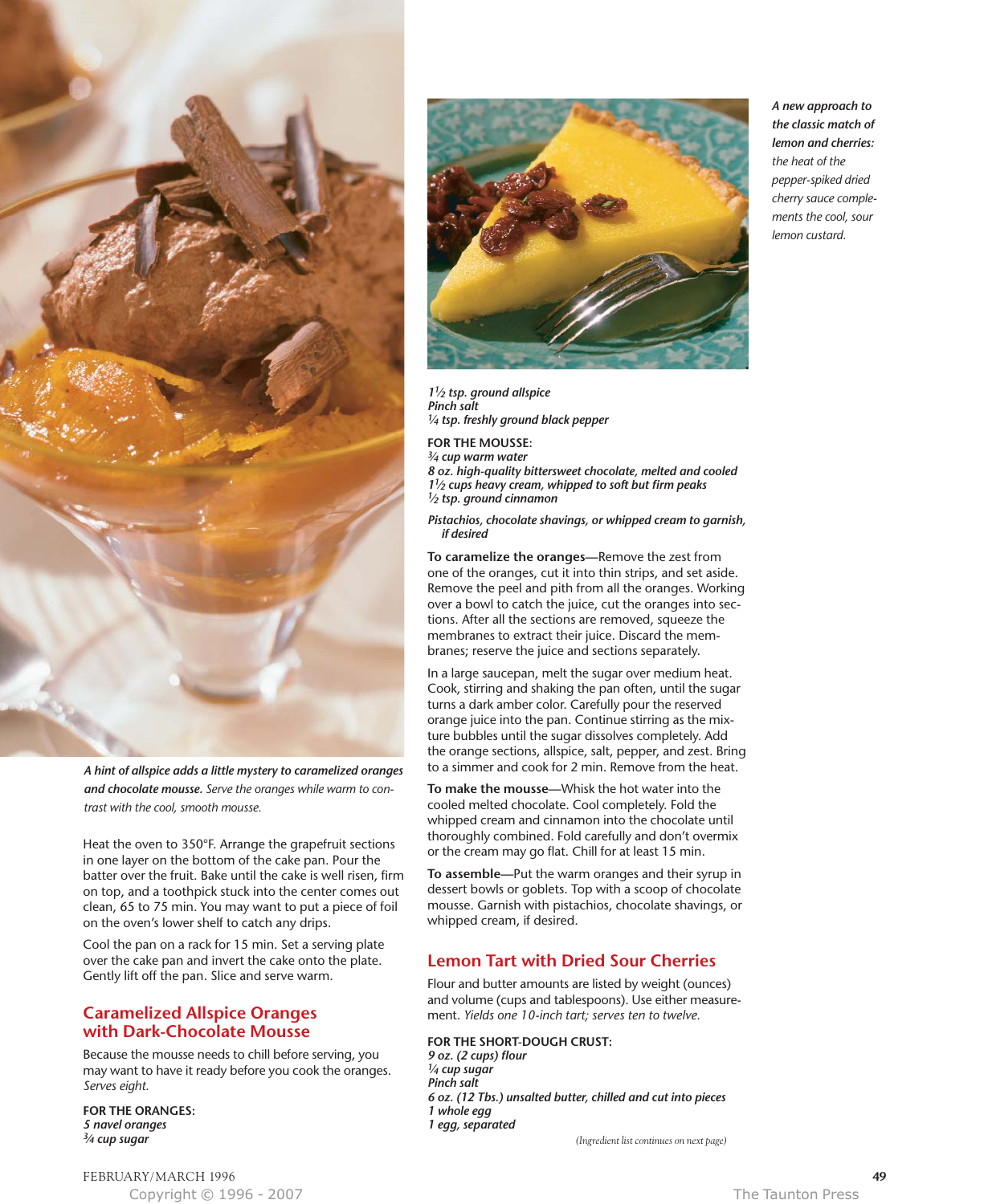*A hint of allspice adds a little mystery to caramelized oranges and chocolate mousse. Serve the oranges while warm to contrast with the cool, smooth mousse.*

Heat the oven to 350°F. Arrange the grapefruit sections in one layer on the bottom of the cake pan. Pour the batter over the fruit. Bake until the cake is well risen, firm on top, and a toothpick stuck into the center comes out clean, 65 to 75 min. You may want to put a piece of foil on the oven's lower shelf to catch any drips.

Cool the pan on a rack for 15 min. Set a serving plate over the cake pan and invert the cake onto the plate. Gently lift off the pan. Slice and serve warm.

## Caramelized Allspice Oranges with Dark-Chocolate Mousse

Because the mousse needs to chill before serving, you may want to have it ready before you cook the oranges. *Serves eight.*

**FOR THE ORANGES:**
***5 navel oranges***
***¾ cup sugar***
***1½ tsp. ground allspice***
***Pinch salt***
***¼ tsp. freshly ground black pepper***

**FOR THE MOUSSE:**
***¾ cup warm water***
***8 oz. high-quality bittersweet chocolate, melted and cooled***
***1½ cups heavy cream, whipped to soft but firm peaks***
***½ tsp. ground cinnamon***

***Pistachios, chocolate shavings, or whipped cream to garnish, if desired***

**To caramelize the oranges**—Remove the zest from one of the oranges, cut it into thin strips, and set aside. Remove the peel and pith from all the oranges. Working over a bowl to catch the juice, cut the oranges into sections. After all the sections are removed, squeeze the membranes to extract their juice. Discard the membranes; reserve the juice and sections separately.

In a large saucepan, melt the sugar over medium heat. Cook, stirring and shaking the pan often, until the sugar turns a dark amber color. Carefully pour the reserved orange juice into the pan. Continue stirring as the mixture bubbles until the sugar dissolves completely. Add the orange sections, allspice, salt, pepper, and zest. Bring to a simmer and cook for 2 min. Remove from the heat.

**To make the mousse**—Whisk the hot water into the cooled melted chocolate. Cool completely. Fold the whipped cream and cinnamon into the chocolate until thoroughly combined. Fold carefully and don't overmix or the cream may go flat. Chill for at least 15 min.

**To assemble**—Put the warm oranges and their syrup in dessert bowls or goblets. Top with a scoop of chocolate mousse. Garnish with pistachios, chocolate shavings, or whipped cream, if desired.

*A new approach to the classic match of lemon and cherries: the heat of the pepper-spiked dried cherry sauce complements the cool, sour lemon custard.*

## Lemon Tart with Dried Sour Cherries

Flour and butter amounts are listed by weight (ounces) and volume (cups and tablespoons). Use either measurement. *Yields one 10-inch tart; serves ten to twelve.*

**FOR THE SHORT-DOUGH CRUST:**
***9 oz. (2 cups) flour***
***¼ cup sugar***
***Pinch salt***
***6 oz. (12 Tbs.) unsalted butter, chilled and cut into pieces***
***1 whole egg***
***1 egg, separated***

*(Ingredient list continues on next page)*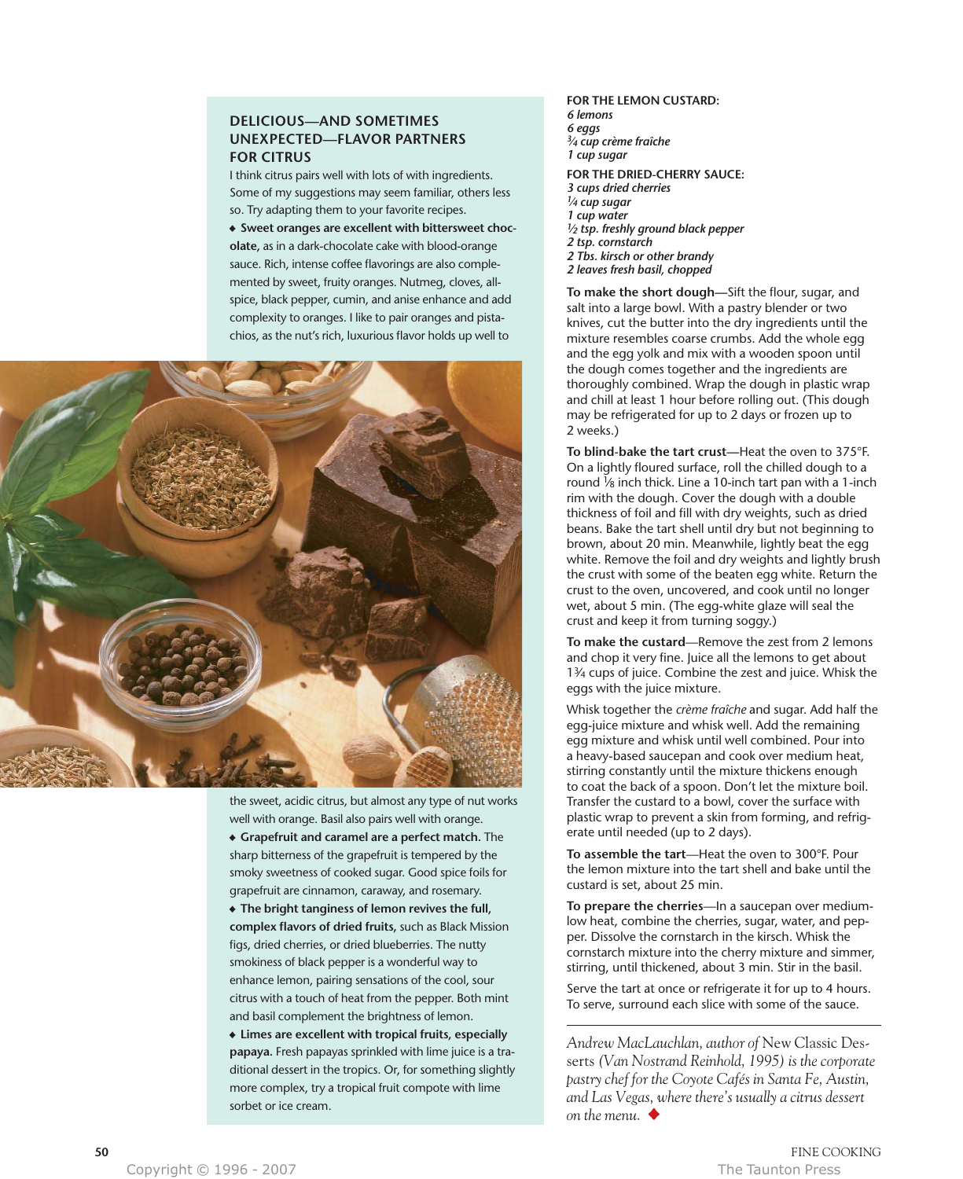### DELICIOUS—AND SOMETIMES UNEXPECTED—FLAVOR PARTNERS FOR CITRUS

I think citrus pairs well with lots of with ingredients. Some of my suggestions may seem familiar, others less so. Try adapting them to your favorite recipes.

◆ **Sweet oranges are excellent with bittersweet chocolate,** as in a dark-chocolate cake with blood-orange sauce. Rich, intense coffee flavorings are also complemented by sweet, fruity oranges. Nutmeg, cloves, allspice, black pepper, cumin, and anise enhance and add complexity to oranges. I like to pair oranges and pistachios, as the nut's rich, luxurious flavor holds up well to the sweet, acidic citrus, but almost any type of nut works well with orange. Basil also pairs well with orange.

◆ **Grapefruit and caramel are a perfect match.** The sharp bitterness of the grapefruit is tempered by the smoky sweetness of cooked sugar. Good spice foils for grapefruit are cinnamon, caraway, and rosemary.

◆ **The bright tanginess of lemon revives the full, complex flavors of dried fruits,** such as Black Mission figs, dried cherries, or dried blueberries. The nutty smokiness of black pepper is a wonderful way to enhance lemon, pairing sensations of the cool, sour citrus with a touch of heat from the pepper. Both mint and basil complement the brightness of lemon.

◆ **Limes are excellent with tropical fruits, especially papaya.** Fresh papayas sprinkled with lime juice is a traditional dessert in the tropics. Or, for something slightly more complex, try a tropical fruit compote with lime sorbet or ice cream.

**FOR THE LEMON CUSTARD:**
*6 lemons*
*6 eggs*
*¾ cup crème fraîche*
*1 cup sugar*

**FOR THE DRIED-CHERRY SAUCE:**
*3 cups dried cherries*
*¼ cup sugar*
*1 cup water*
*½ tsp. freshly ground black pepper*
*2 tsp. cornstarch*
*2 Tbs. kirsch or other brandy*
*2 leaves fresh basil, chopped*

**To make the short dough**—Sift the flour, sugar, and salt into a large bowl. With a pastry blender or two knives, cut the butter into the dry ingredients until the mixture resembles coarse crumbs. Add the whole egg and the egg yolk and mix with a wooden spoon until the dough comes together and the ingredients are thoroughly combined. Wrap the dough in plastic wrap and chill at least 1 hour before rolling out. (This dough may be refrigerated for up to 2 days or frozen up to 2 weeks.)

**To blind-bake the tart crust**—Heat the oven to 375°F. On a lightly floured surface, roll the chilled dough to a round ⅛ inch thick. Line a 10-inch tart pan with a 1-inch rim with the dough. Cover the dough with a double thickness of foil and fill with dry weights, such as dried beans. Bake the tart shell until dry but not beginning to brown, about 20 min. Meanwhile, lightly beat the egg white. Remove the foil and dry weights and lightly brush the crust with some of the beaten egg white. Return the crust to the oven, uncovered, and cook until no longer wet, about 5 min. (The egg-white glaze will seal the crust and keep it from turning soggy.)

**To make the custard**—Remove the zest from 2 lemons and chop it very fine. Juice all the lemons to get about 1¾ cups of juice. Combine the zest and juice. Whisk the eggs with the juice mixture.

Whisk together the *crème fraîche* and sugar. Add half the egg-juice mixture and whisk well. Add the remaining egg mixture and whisk until well combined. Pour into a heavy-based saucepan and cook over medium heat, stirring constantly until the mixture thickens enough to coat the back of a spoon. Don't let the mixture boil. Transfer the custard to a bowl, cover the surface with plastic wrap to prevent a skin from forming, and refrigerate until needed (up to 2 days).

**To assemble the tart**—Heat the oven to 300°F. Pour the lemon mixture into the tart shell and bake until the custard is set, about 25 min.

**To prepare the cherries**—In a saucepan over medium-low heat, combine the cherries, sugar, water, and pepper. Dissolve the cornstarch in the kirsch. Whisk the cornstarch mixture into the cherry mixture and simmer, stirring, until thickened, about 3 min. Stir in the basil.

Serve the tart at once or refrigerate it for up to 4 hours. To serve, surround each slice with some of the sauce.

---

*Andrew MacLauchlan, author of* New Classic Desserts *(Van Nostrand Reinhold, 1995) is the corporate pastry chef for the Coyote Cafés in Santa Fe, Austin, and Las Vegas, where there's usually a citrus dessert on the menu.* ◆